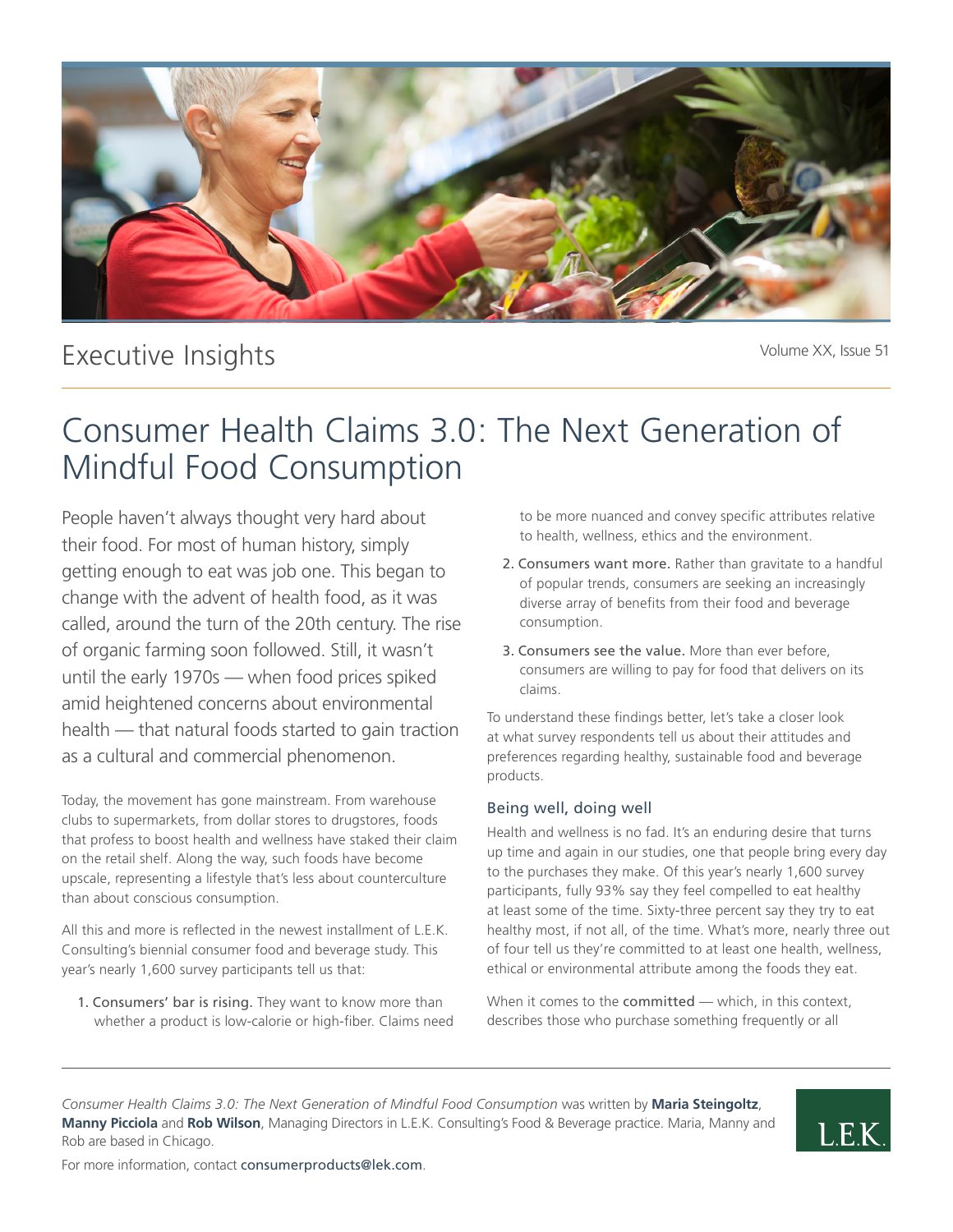Executive Insights

# Consumer Health Claims 3.0: The Next Generation of Mindful Food Consumption

People haven't always thought very hard about their food. For most of human history, simply getting enough to eat was job one. This began to change with the advent of health food, as it was called, around the turn of the 20th century. The rise of organic farming soon followed. Still, it wasn't until the early 1970s — when food prices spiked amid heightened concerns about environmental health — that natural foods started to gain traction as a cultural and commercial phenomenon.

Today, the movement has gone mainstream. From warehouse clubs to supermarkets, from dollar stores to drugstores, foods that profess to boost health and wellness have staked their claim on the retail shelf. Along the way, such foods have become upscale, representing a lifestyle that's less about counterculture than about conscious consumption.

All this and more is reflected in the newest installment of L.E.K. Consulting's biennial consumer food and beverage study. This year's nearly 1,600 survey participants tell us that:

1. Consumers' bar is rising. They want to know more than whether a product is low-calorie or high-fiber. Claims need to be more nuanced and convey specific attributes relative to health, wellness, ethics and the environment.
2. Consumers want more. Rather than gravitate to a handful of popular trends, consumers are seeking an increasingly diverse array of benefits from their food and beverage consumption.
3. Consumers see the value. More than ever before, consumers are willing to pay for food that delivers on its claims.

To understand these findings better, let's take a closer look at what survey respondents tell us about their attitudes and preferences regarding healthy, sustainable food and beverage products.

## Being well, doing well

Health and wellness is no fad. It's an enduring desire that turns up time and again in our studies, one that people bring every day to the purchases they make. Of this year's nearly 1,600 survey participants, fully 93% say they feel compelled to eat healthy at least some of the time. Sixty-three percent say they try to eat healthy most, if not all, of the time. What's more, nearly three out of four tell us they're committed to at least one health, wellness, ethical or environmental attribute among the foods they eat.

When it comes to the committed — which, in this context, describes those who purchase something frequently or all

---

*Consumer Health Claims 3.0: The Next Generation of Mindful Food Consumption* was written by **Maria Steingoltz**, **Manny Picciola** and **Rob Wilson**, Managing Directors in L.E.K. Consulting's Food & Beverage practice. Maria, Manny and Rob are based in Chicago.

For more information, contact consumerproducts@lek.com.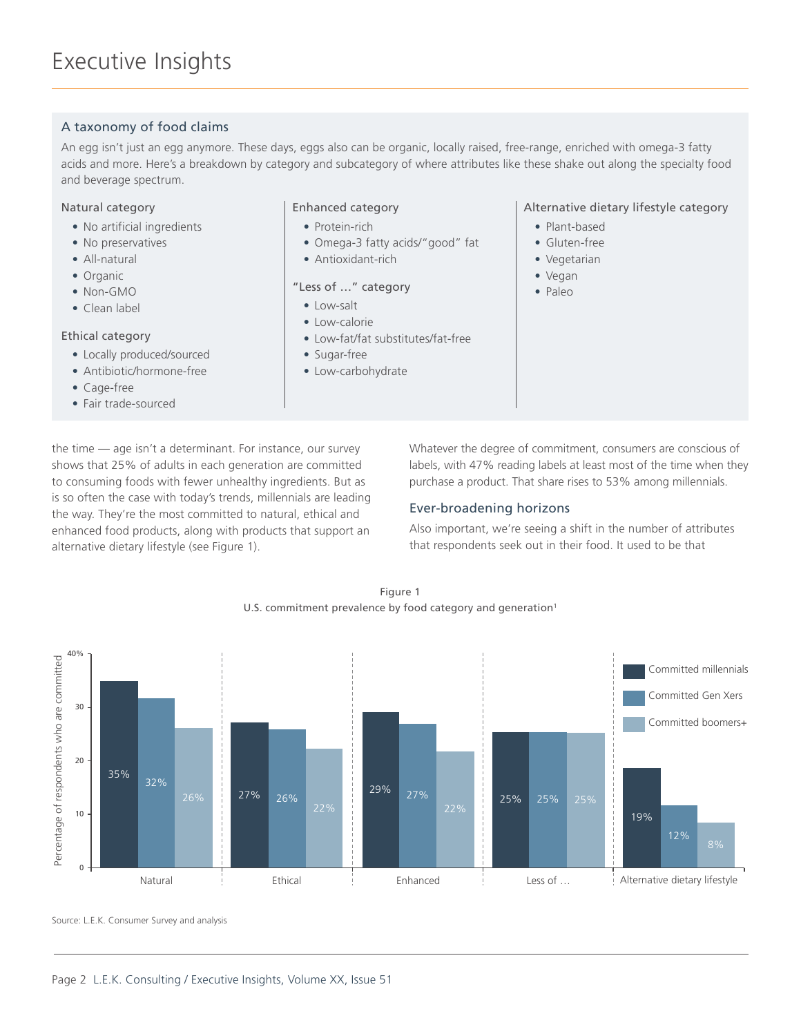## A taxonomy of food claims

An egg isn't just an egg anymore. These days, eggs also can be organic, locally raised, free-range, enriched with omega-3 fatty acids and more. Here's a breakdown by category and subcategory of where attributes like these shake out along the specialty food and beverage spectrum.

### Natural category

- No artificial ingredients
- No preservatives
- All-natural
- Organic
- Non-GMO
- Clean label

### Ethical category

- Locally produced/sourced
- Antibiotic/hormone-free
- Cage-free
- Fair trade-sourced

### Enhanced category

- Protein-rich
- Omega-3 fatty acids/"good" fat
- Antioxidant-rich

### "Less of …" category

- Low-salt
- Low-calorie
- Low-fat/fat substitutes/fat-free
- Sugar-free
- Low-carbohydrate

### Alternative dietary lifestyle category

- Plant-based
- Gluten-free
- Vegetarian
- Vegan
- Paleo

the time — age isn't a determinant. For instance, our survey shows that 25% of adults in each generation are committed to consuming foods with fewer unhealthy ingredients. But as is so often the case with today's trends, millennials are leading the way. They're the most committed to natural, ethical and enhanced food products, along with products that support an alternative dietary lifestyle (see Figure 1).

Whatever the degree of commitment, consumers are conscious of labels, with 47% reading labels at least most of the time when they purchase a product. That share rises to 53% among millennials.

## Ever-broadening horizons

Also important, we're seeing a shift in the number of attributes that respondents seek out in their food. It used to be that

Figure 1
U.S. commitment prevalence by food category and generation[1]

| Category | Committed millennials | Committed Gen Xers | Committed boomers+ |
|---|---|---|---|
| Natural | 35% | 32% | 26% |
| Ethical | 27% | 26% | 22% |
| Enhanced | 29% | 27% | 22% |
| Less of … | 25% | 25% | 25% |
| Alternative dietary lifestyle | 19% | 12% | 8% |

Source: L.E.K. Consumer Survey and analysis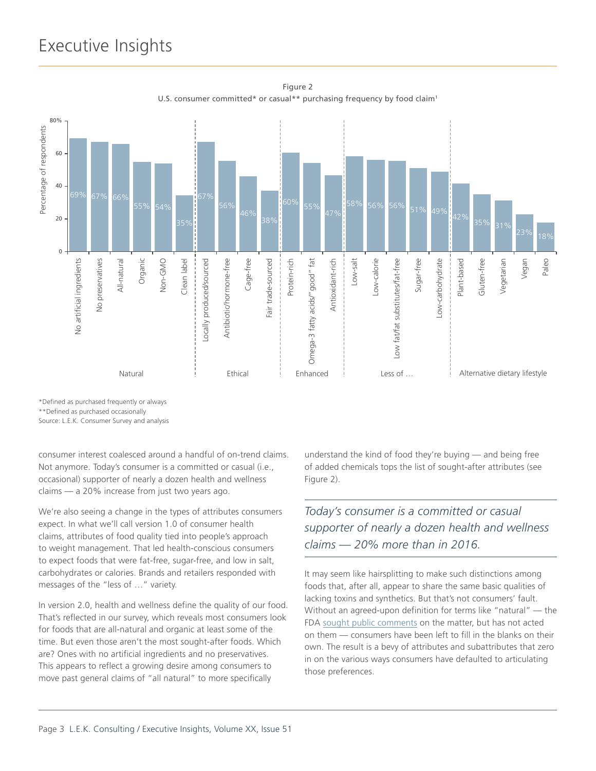Figure 2
U.S. consumer committed* or casual** purchasing frequency by food claim[1]

| Category | Food claim | Percentage of respondents |
| --- | --- | --- |
| Natural | No artificial ingredients | 69% |
| Natural | No preservatives | 67% |
| Natural | All-natural | 66% |
| Natural | Organic | 55% |
| Natural | Non-GMO | 54% |
| Natural | Clean label | 35% |
| Ethical | Locally produced/sourced | 67% |
| Ethical | Antibiotic/hormone-free | 56% |
| Ethical | Cage-free | 46% |
| Ethical | Fair trade-sourced | 38% |
| Enhanced | Protein-rich | 60% |
| Enhanced | Omega-3 fatty acids/"good" fat | 55% |
| Enhanced | Antioxidant-rich | 47% |
| Less of … | Low-salt | 58% |
| Less of … | Low-calorie | 56% |
| Less of … | Low fat/fat substitutes/fat-free | 56% |
| Less of … | Sugar-free | 51% |
| Less of … | Low-carbohydrate | 49% |
| Alternative dietary lifestyle | Plant-based | 42% |
| Alternative dietary lifestyle | Gluten-free | 35% |
| Alternative dietary lifestyle | Vegetarian | 31% |
| Alternative dietary lifestyle | Vegan | 23% |
| Alternative dietary lifestyle | Paleo | 18% |

*Defined as purchased frequently or always
**Defined as purchased occasionally
Source: L.E.K. Consumer Survey and analysis

consumer interest coalesced around a handful of on-trend claims. Not anymore. Today's consumer is a committed or casual (i.e., occasional) supporter of nearly a dozen health and wellness claims — a 20% increase from just two years ago.

We're also seeing a change in the types of attributes consumers expect. In what we'll call version 1.0 of consumer health claims, attributes of food quality tied into people's approach to weight management. That led health-conscious consumers to expect foods that were fat-free, sugar-free, and low in salt, carbohydrates or calories. Brands and retailers responded with messages of the "less of …" variety.

In version 2.0, health and wellness define the quality of our food. That's reflected in our survey, which reveals most consumers look for foods that are all-natural and organic at least some of the time. But even those aren't the most sought-after foods. Which are? Ones with no artificial ingredients and no preservatives. This appears to reflect a growing desire among consumers to move past general claims of "all natural" to more specifically understand the kind of food they're buying — and being free of added chemicals tops the list of sought-after attributes (see Figure 2).

*Today's consumer is a committed or casual supporter of nearly a dozen health and wellness claims — 20% more than in 2016.*

It may seem like hairsplitting to make such distinctions among foods that, after all, appear to share the same basic qualities of lacking toxins and synthetics. But that's not consumers' fault. Without an agreed-upon definition for terms like "natural" — the FDA sought public comments on the matter, but has not acted on them — consumers have been left to fill in the blanks on their own. The result is a bevy of attributes and subattributes that zero in on the various ways consumers have defaulted to articulating those preferences.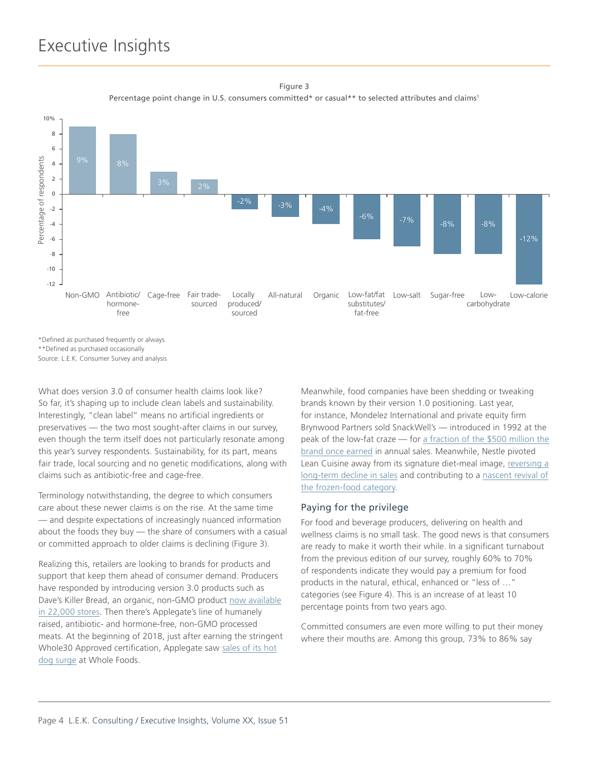Figure 3

Percentage point change in U.S. consumers committed* or casual** to selected attributes and claims[1]

| Attribute/claim | Percentage point change |
|---|---|
| Non-GMO | 9% |
| Antibiotic/hormone-free | 8% |
| Cage-free | 3% |
| Fair trade-sourced | 2% |
| Locally produced/sourced | -2% |
| All-natural | -3% |
| Organic | -4% |
| Low-fat/fat substitutes/fat-free | -6% |
| Low-salt | -7% |
| Sugar-free | -8% |
| Low-carbohydrate | -8% |
| Low-calorie | -12% |

*Defined as purchased frequently or always

**Defined as purchased occasionally

Source: L.E.K. Consumer Survey and analysis

What does version 3.0 of consumer health claims look like? So far, it's shaping up to include clean labels and sustainability. Interestingly, "clean label" means no artificial ingredients or preservatives — the two most sought-after claims in our survey, even though the term itself does not particularly resonate among this year's survey respondents. Sustainability, for its part, means fair trade, local sourcing and no genetic modifications, along with claims such as antibiotic-free and cage-free.

Terminology notwithstanding, the degree to which consumers care about these newer claims is on the rise. At the same time — and despite expectations of increasingly nuanced information about the foods they buy — the share of consumers with a casual or committed approach to older claims is declining (Figure 3).

Realizing this, retailers are looking to brands for products and support that keep them ahead of consumer demand. Producers have responded by introducing version 3.0 products such as Dave's Killer Bread, an organic, non-GMO product now available in 22,000 stores. Then there's Applegate's line of humanely raised, antibiotic- and hormone-free, non-GMO processed meats. At the beginning of 2018, just after earning the stringent Whole30 Approved certification, Applegate saw sales of its hot dog surge at Whole Foods.

Meanwhile, food companies have been shedding or tweaking brands known by their version 1.0 positioning. Last year, for instance, Mondelez International and private equity firm Brynwood Partners sold SnackWell's — introduced in 1992 at the peak of the low-fat craze — for a fraction of the $500 million the brand once earned in annual sales. Meanwhile, Nestle pivoted Lean Cuisine away from its signature diet-meal image, reversing a long-term decline in sales and contributing to a nascent revival of the frozen-food category.

## Paying for the privilege

For food and beverage producers, delivering on health and wellness claims is no small task. The good news is that consumers are ready to make it worth their while. In a significant turnabout from the previous edition of our survey, roughly 60% to 70% of respondents indicate they would pay a premium for food products in the natural, ethical, enhanced or "less of …" categories (see Figure 4). This is an increase of at least 10 percentage points from two years ago.

Committed consumers are even more willing to put their money where their mouths are. Among this group, 73% to 86% say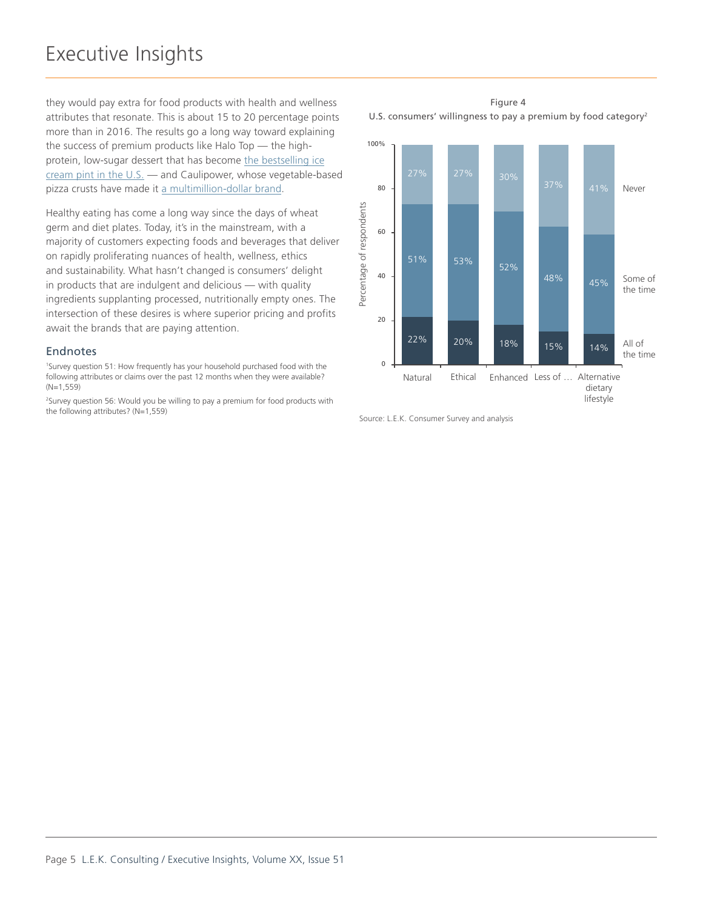they would pay extra for food products with health and wellness attributes that resonate. This is about 15 to 20 percentage points more than in 2016. The results go a long way toward explaining the success of premium products like Halo Top — the high-protein, low-sugar dessert that has become the bestselling ice cream pint in the U.S. — and Caulipower, whose vegetable-based pizza crusts have made it a multimillion-dollar brand.

Healthy eating has come a long way since the days of wheat germ and diet plates. Today, it's in the mainstream, with a majority of customers expecting foods and beverages that deliver on rapidly proliferating nuances of health, wellness, ethics and sustainability. What hasn't changed is consumers' delight in products that are indulgent and delicious — with quality ingredients supplanting processed, nutritionally empty ones. The intersection of these desires is where superior pricing and profits await the brands that are paying attention.

Figure 4

U.S. consumers' willingness to pay a premium by food category[2]

| Percentage of respondents | Natural | Ethical | Enhanced | Less of … | Alternative dietary lifestyle |
|---|---|---|---|---|---|
| Never | 27% | 27% | 30% | 37% | 41% |
| Some of the time | 51% | 53% | 52% | 48% | 45% |
| All of the time | 22% | 20% | 18% | 15% | 14% |

Source: L.E.K. Consumer Survey and analysis

## Endnotes

[1]Survey question 51: How frequently has your household purchased food with the following attributes or claims over the past 12 months when they were available? (N=1,559)

[2]Survey question 56: Would you be willing to pay a premium for food products with the following attributes? (N=1,559)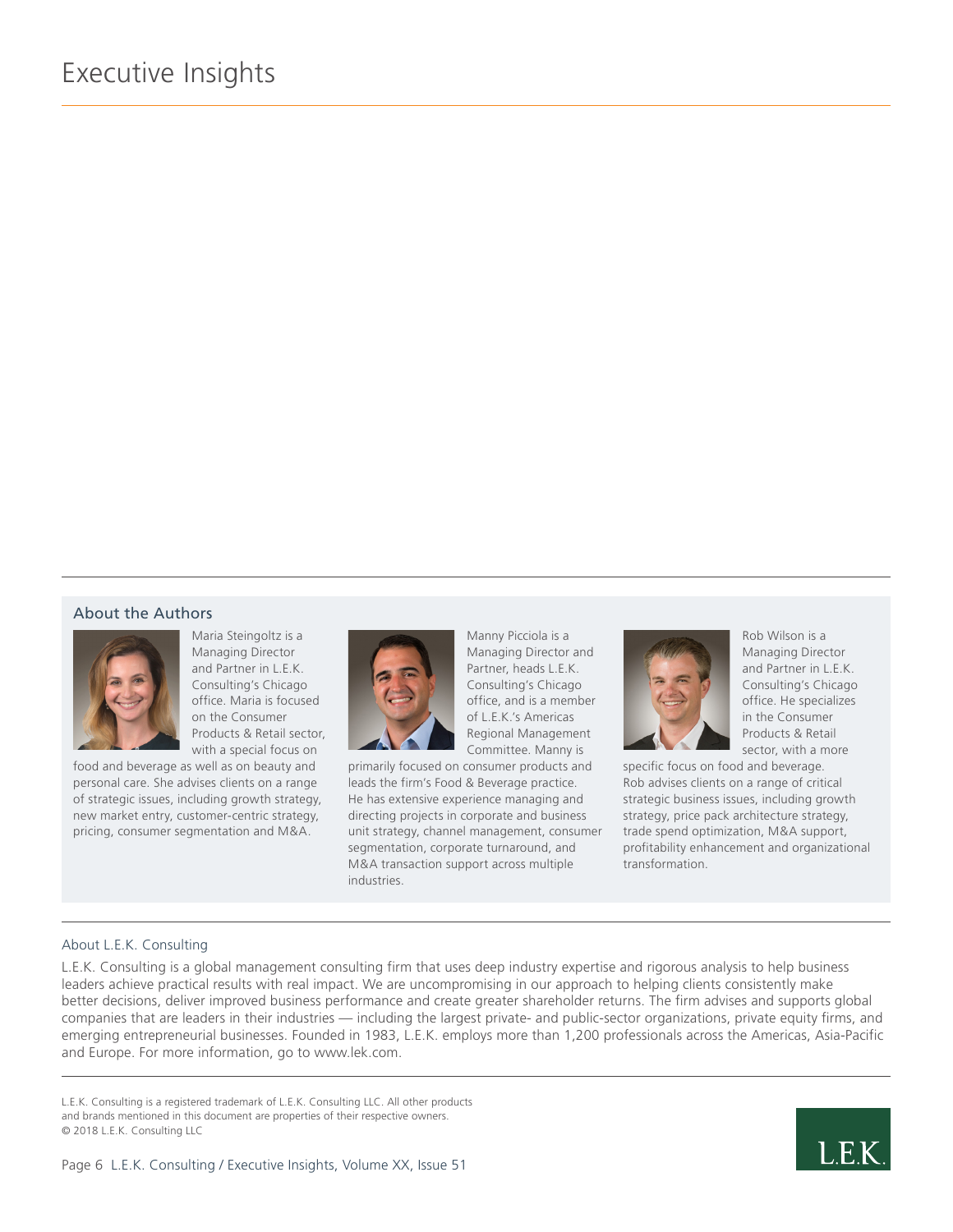## About the Authors

Maria Steingoltz is a Managing Director and Partner in L.E.K. Consulting's Chicago office. Maria is focused on the Consumer Products & Retail sector, with a special focus on food and beverage as well as on beauty and personal care. She advises clients on a range of strategic issues, including growth strategy, new market entry, customer-centric strategy, pricing, consumer segmentation and M&A.

Manny Picciola is a Managing Director and Partner, heads L.E.K. Consulting's Chicago office, and is a member of L.E.K.'s Americas Regional Management Committee. Manny is primarily focused on consumer products and leads the firm's Food & Beverage practice. He has extensive experience managing and directing projects in corporate and business unit strategy, channel management, consumer segmentation, corporate turnaround, and M&A transaction support across multiple industries.

Rob Wilson is a Managing Director and Partner in L.E.K. Consulting's Chicago office. He specializes in the Consumer Products & Retail sector, with a more specific focus on food and beverage. Rob advises clients on a range of critical strategic business issues, including growth strategy, price pack architecture strategy, trade spend optimization, M&A support, profitability enhancement and organizational transformation.

## About L.E.K. Consulting

L.E.K. Consulting is a global management consulting firm that uses deep industry expertise and rigorous analysis to help business leaders achieve practical results with real impact. We are uncompromising in our approach to helping clients consistently make better decisions, deliver improved business performance and create greater shareholder returns. The firm advises and supports global companies that are leaders in their industries — including the largest private- and public-sector organizations, private equity firms, and emerging entrepreneurial businesses. Founded in 1983, L.E.K. employs more than 1,200 professionals across the Americas, Asia-Pacific and Europe. For more information, go to www.lek.com.

L.E.K. Consulting is a registered trademark of L.E.K. Consulting LLC. All other products and brands mentioned in this document are properties of their respective owners.
© 2018 L.E.K. Consulting LLC